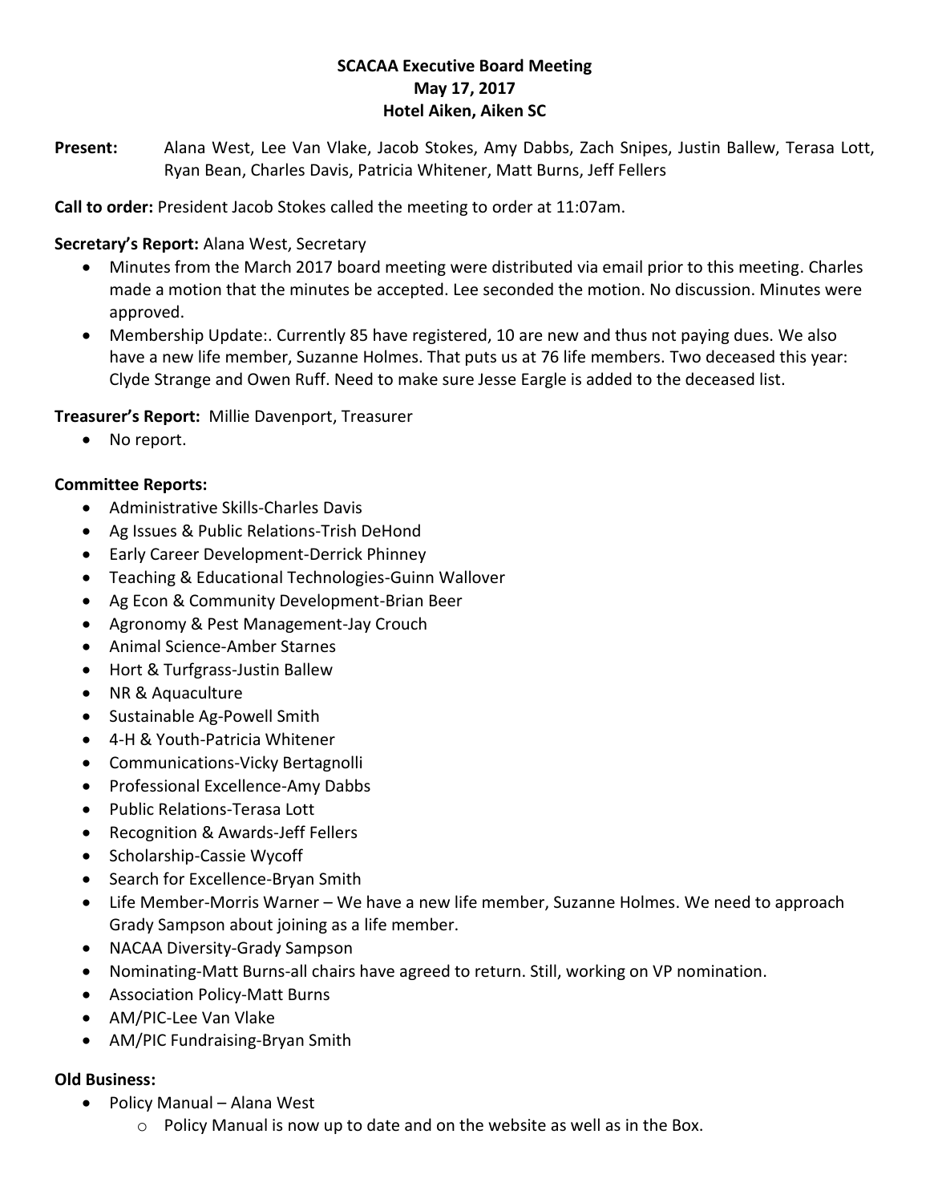**SCACAA Executive Board Meeting**
**May 17, 2017**
**Hotel Aiken, Aiken SC**

**Present:** Alana West, Lee Van Vlake, Jacob Stokes, Amy Dabbs, Zach Snipes, Justin Ballew, Terasa Lott, Ryan Bean, Charles Davis, Patricia Whitener, Matt Burns, Jeff Fellers

**Call to order:** President Jacob Stokes called the meeting to order at 11:07am.

**Secretary's Report:** Alana West, Secretary

- Minutes from the March 2017 board meeting were distributed via email prior to this meeting. Charles made a motion that the minutes be accepted. Lee seconded the motion. No discussion. Minutes were approved.
- Membership Update:. Currently 85 have registered, 10 are new and thus not paying dues. We also have a new life member, Suzanne Holmes. That puts us at 76 life members. Two deceased this year: Clyde Strange and Owen Ruff. Need to make sure Jesse Eargle is added to the deceased list.

**Treasurer's Report:** Millie Davenport, Treasurer

- No report.

**Committee Reports:**

- Administrative Skills-Charles Davis
- Ag Issues & Public Relations-Trish DeHond
- Early Career Development-Derrick Phinney
- Teaching & Educational Technologies-Guinn Wallover
- Ag Econ & Community Development-Brian Beer
- Agronomy & Pest Management-Jay Crouch
- Animal Science-Amber Starnes
- Hort & Turfgrass-Justin Ballew
- NR & Aquaculture
- Sustainable Ag-Powell Smith
- 4-H & Youth-Patricia Whitener
- Communications-Vicky Bertagnolli
- Professional Excellence-Amy Dabbs
- Public Relations-Terasa Lott
- Recognition & Awards-Jeff Fellers
- Scholarship-Cassie Wycoff
- Search for Excellence-Bryan Smith
- Life Member-Morris Warner – We have a new life member, Suzanne Holmes. We need to approach Grady Sampson about joining as a life member.
- NACAA Diversity-Grady Sampson
- Nominating-Matt Burns-all chairs have agreed to return. Still, working on VP nomination.
- Association Policy-Matt Burns
- AM/PIC-Lee Van Vlake
- AM/PIC Fundraising-Bryan Smith

**Old Business:**

- Policy Manual – Alana West
  - Policy Manual is now up to date and on the website as well as in the Box.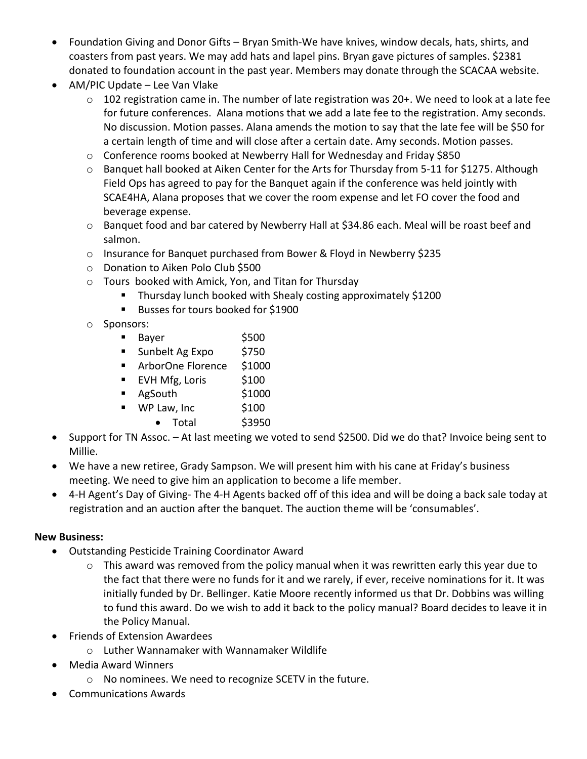- Foundation Giving and Donor Gifts – Bryan Smith-We have knives, window decals, hats, shirts, and coasters from past years. We may add hats and lapel pins. Bryan gave pictures of samples. $2381 donated to foundation account in the past year. Members may donate through the SCACAA website.
- AM/PIC Update – Lee Van Vlake
    - 102 registration came in. The number of late registration was 20+. We need to look at a late fee for future conferences. Alana motions that we add a late fee to the registration. Amy seconds. No discussion. Motion passes. Alana amends the motion to say that the late fee will be $50 for a certain length of time and will close after a certain date. Amy seconds. Motion passes.
    - Conference rooms booked at Newberry Hall for Wednesday and Friday $850
    - Banquet hall booked at Aiken Center for the Arts for Thursday from 5-11 for $1275. Although Field Ops has agreed to pay for the Banquet again if the conference was held jointly with SCAE4HA, Alana proposes that we cover the room expense and let FO cover the food and beverage expense.
    - Banquet food and bar catered by Newberry Hall at $34.86 each. Meal will be roast beef and salmon.
    - Insurance for Banquet purchased from Bower & Floyd in Newberry $235
    - Donation to Aiken Polo Club $500
    - Tours booked with Amick, Yon, and Titan for Thursday
        - Thursday lunch booked with Shealy costing approximately $1200
        - Busses for tours booked for $1900
    - Sponsors:
        - Bayer $500
        - Sunbelt Ag Expo $750
        - ArborOne Florence $1000
        - EVH Mfg, Loris $100
        - AgSouth $1000
        - WP Law, Inc $100
            - Total $3950
- Support for TN Assoc. – At last meeting we voted to send $2500. Did we do that? Invoice being sent to Millie.
- We have a new retiree, Grady Sampson. We will present him with his cane at Friday's business meeting. We need to give him an application to become a life member.
- 4-H Agent's Day of Giving- The 4-H Agents backed off of this idea and will be doing a back sale today at registration and an auction after the banquet. The auction theme will be 'consumables'.

**New Business:**

- Outstanding Pesticide Training Coordinator Award
    - This award was removed from the policy manual when it was rewritten early this year due to the fact that there were no funds for it and we rarely, if ever, receive nominations for it. It was initially funded by Dr. Bellinger. Katie Moore recently informed us that Dr. Dobbins was willing to fund this award. Do we wish to add it back to the policy manual? Board decides to leave it in the Policy Manual.
- Friends of Extension Awardees
    - Luther Wannamaker with Wannamaker Wildlife
- Media Award Winners
    - No nominees. We need to recognize SCETV in the future.
- Communications Awards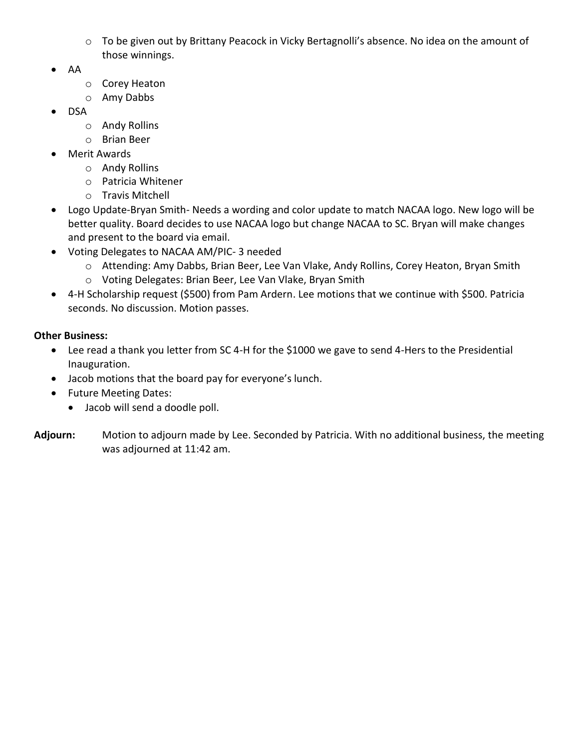- To be given out by Brittany Peacock in Vicky Bertagnolli's absence. No idea on the amount of those winnings.
- AA
    - Corey Heaton
    - Amy Dabbs
- DSA
    - Andy Rollins
    - Brian Beer
- Merit Awards
    - Andy Rollins
    - Patricia Whitener
    - Travis Mitchell
- Logo Update-Bryan Smith- Needs a wording and color update to match NACAA logo. New logo will be better quality. Board decides to use NACAA logo but change NACAA to SC. Bryan will make changes and present to the board via email.
- Voting Delegates to NACAA AM/PIC- 3 needed
    - Attending: Amy Dabbs, Brian Beer, Lee Van Vlake, Andy Rollins, Corey Heaton, Bryan Smith
    - Voting Delegates: Brian Beer, Lee Van Vlake, Bryan Smith
- 4-H Scholarship request ($500) from Pam Ardern. Lee motions that we continue with $500. Patricia seconds. No discussion. Motion passes.

**Other Business:**

- Lee read a thank you letter from SC 4-H for the $1000 we gave to send 4-Hers to the Presidential Inauguration.
- Jacob motions that the board pay for everyone's lunch.
- Future Meeting Dates:
    - Jacob will send a doodle poll.

**Adjourn:** Motion to adjourn made by Lee. Seconded by Patricia. With no additional business, the meeting was adjourned at 11:42 am.